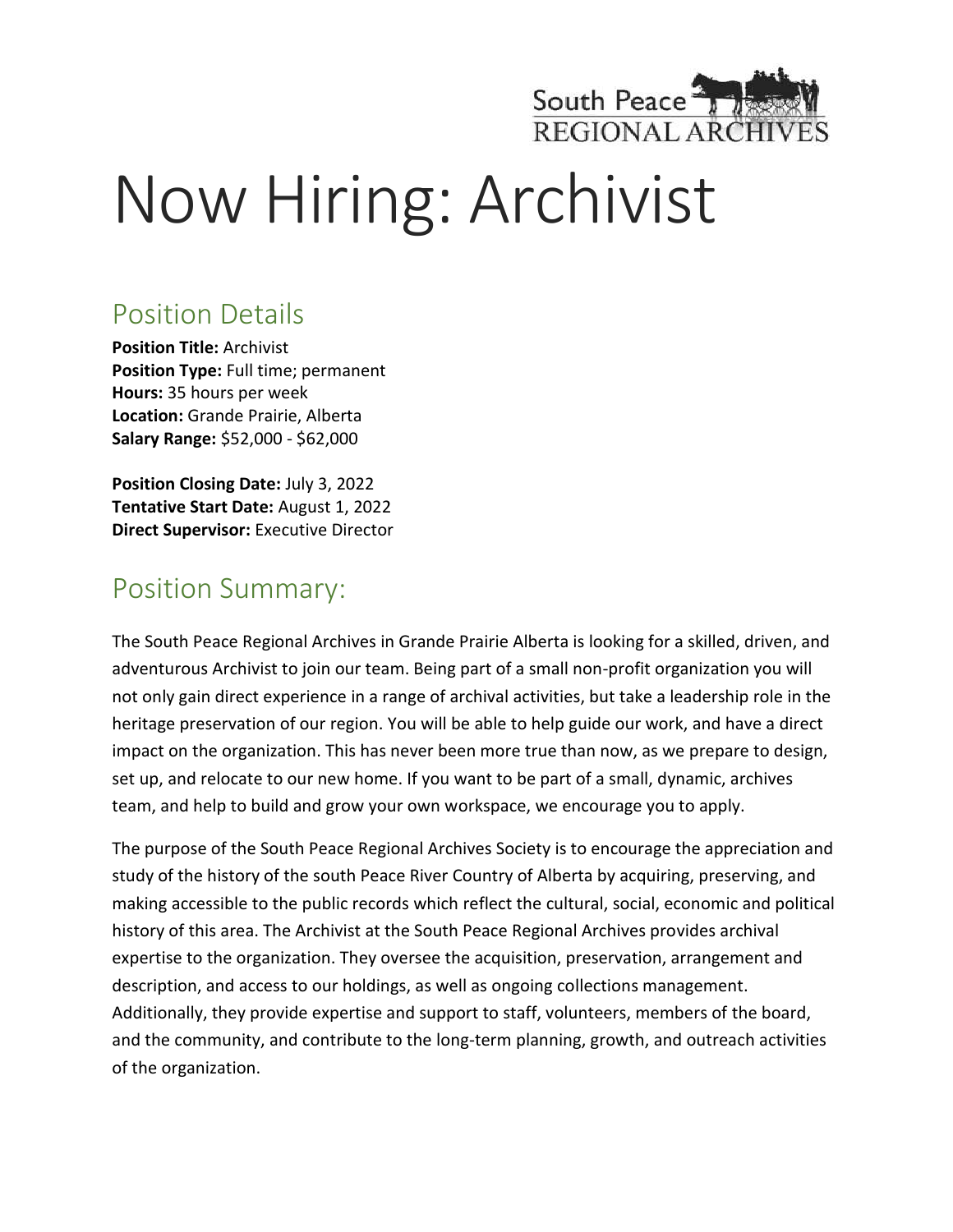# Now Hiring: Archivist

## Position Details

**Position Title:** Archivist
**Position Type:** Full time; permanent
**Hours:** 35 hours per week
**Location:** Grande Prairie, Alberta
**Salary Range:** $52,000 - $62,000

**Position Closing Date:** July 3, 2022
**Tentative Start Date:** August 1, 2022
**Direct Supervisor:** Executive Director

## Position Summary:

The South Peace Regional Archives in Grande Prairie Alberta is looking for a skilled, driven, and adventurous Archivist to join our team. Being part of a small non-profit organization you will not only gain direct experience in a range of archival activities, but take a leadership role in the heritage preservation of our region. You will be able to help guide our work, and have a direct impact on the organization. This has never been more true than now, as we prepare to design, set up, and relocate to our new home. If you want to be part of a small, dynamic, archives team, and help to build and grow your own workspace, we encourage you to apply.

The purpose of the South Peace Regional Archives Society is to encourage the appreciation and study of the history of the south Peace River Country of Alberta by acquiring, preserving, and making accessible to the public records which reflect the cultural, social, economic and political history of this area. The Archivist at the South Peace Regional Archives provides archival expertise to the organization. They oversee the acquisition, preservation, arrangement and description, and access to our holdings, as well as ongoing collections management. Additionally, they provide expertise and support to staff, volunteers, members of the board, and the community, and contribute to the long-term planning, growth, and outreach activities of the organization.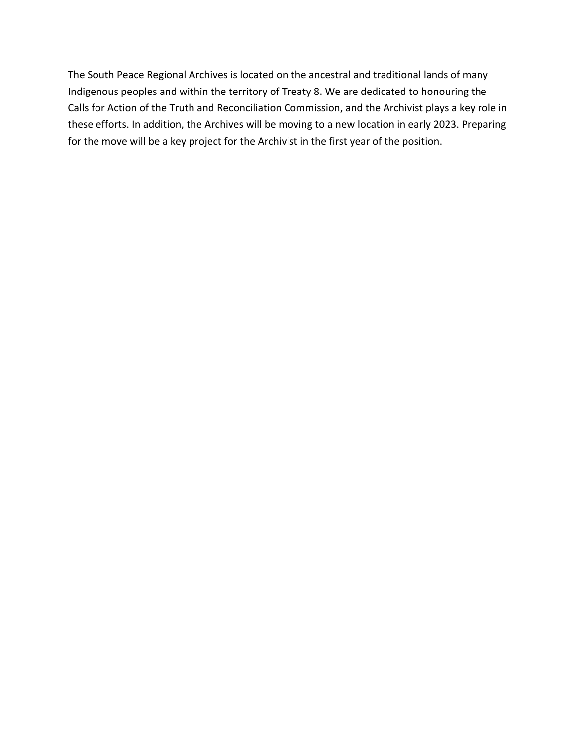The South Peace Regional Archives is located on the ancestral and traditional lands of many Indigenous peoples and within the territory of Treaty 8. We are dedicated to honouring the Calls for Action of the Truth and Reconciliation Commission, and the Archivist plays a key role in these efforts. In addition, the Archives will be moving to a new location in early 2023. Preparing for the move will be a key project for the Archivist in the first year of the position.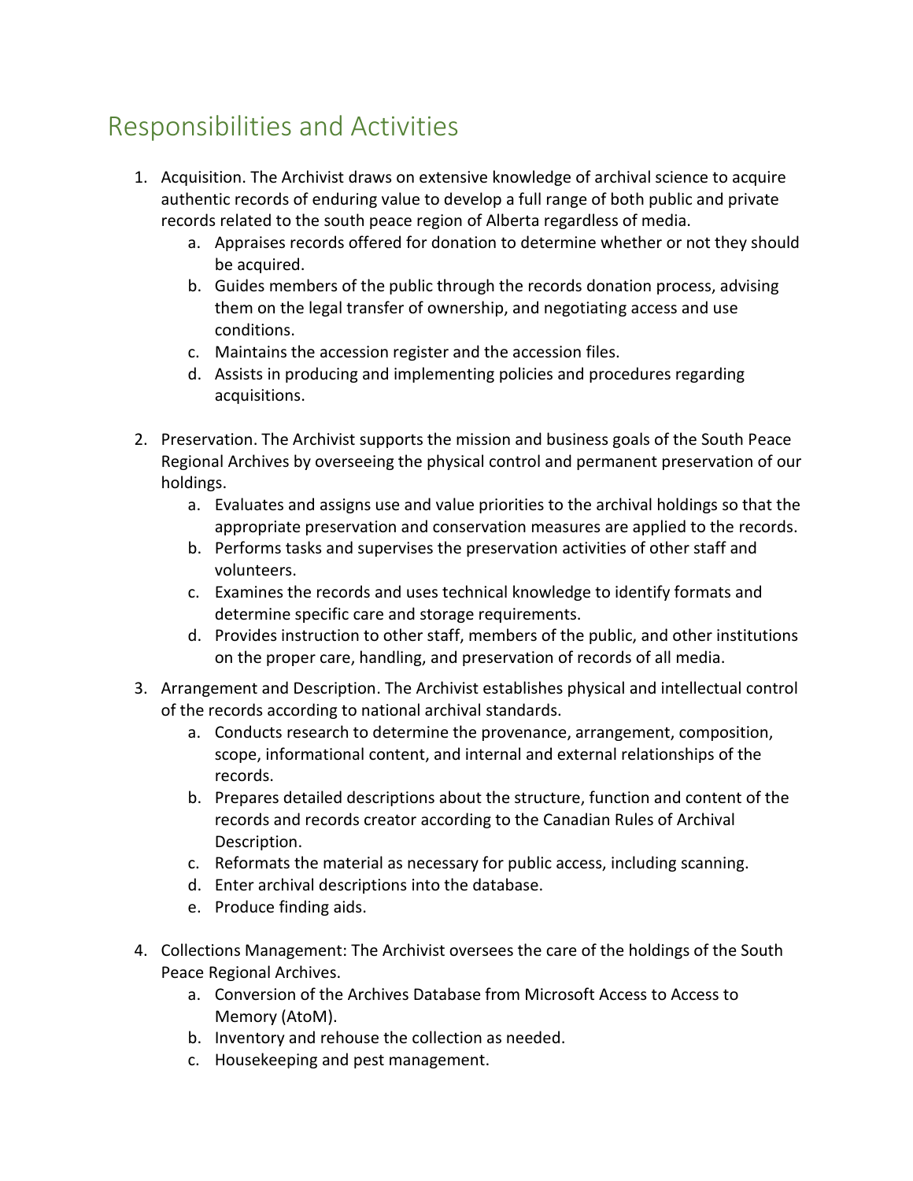# Responsibilities and Activities

1. Acquisition. The Archivist draws on extensive knowledge of archival science to acquire authentic records of enduring value to develop a full range of both public and private records related to the south peace region of Alberta regardless of media.
   a. Appraises records offered for donation to determine whether or not they should be acquired.
   b. Guides members of the public through the records donation process, advising them on the legal transfer of ownership, and negotiating access and use conditions.
   c. Maintains the accession register and the accession files.
   d. Assists in producing and implementing policies and procedures regarding acquisitions.

2. Preservation. The Archivist supports the mission and business goals of the South Peace Regional Archives by overseeing the physical control and permanent preservation of our holdings.
   a. Evaluates and assigns use and value priorities to the archival holdings so that the appropriate preservation and conservation measures are applied to the records.
   b. Performs tasks and supervises the preservation activities of other staff and volunteers.
   c. Examines the records and uses technical knowledge to identify formats and determine specific care and storage requirements.
   d. Provides instruction to other staff, members of the public, and other institutions on the proper care, handling, and preservation of records of all media.

3. Arrangement and Description. The Archivist establishes physical and intellectual control of the records according to national archival standards.
   a. Conducts research to determine the provenance, arrangement, composition, scope, informational content, and internal and external relationships of the records.
   b. Prepares detailed descriptions about the structure, function and content of the records and records creator according to the Canadian Rules of Archival Description.
   c. Reformats the material as necessary for public access, including scanning.
   d. Enter archival descriptions into the database.
   e. Produce finding aids.

4. Collections Management: The Archivist oversees the care of the holdings of the South Peace Regional Archives.
   a. Conversion of the Archives Database from Microsoft Access to Access to Memory (AtoM).
   b. Inventory and rehouse the collection as needed.
   c. Housekeeping and pest management.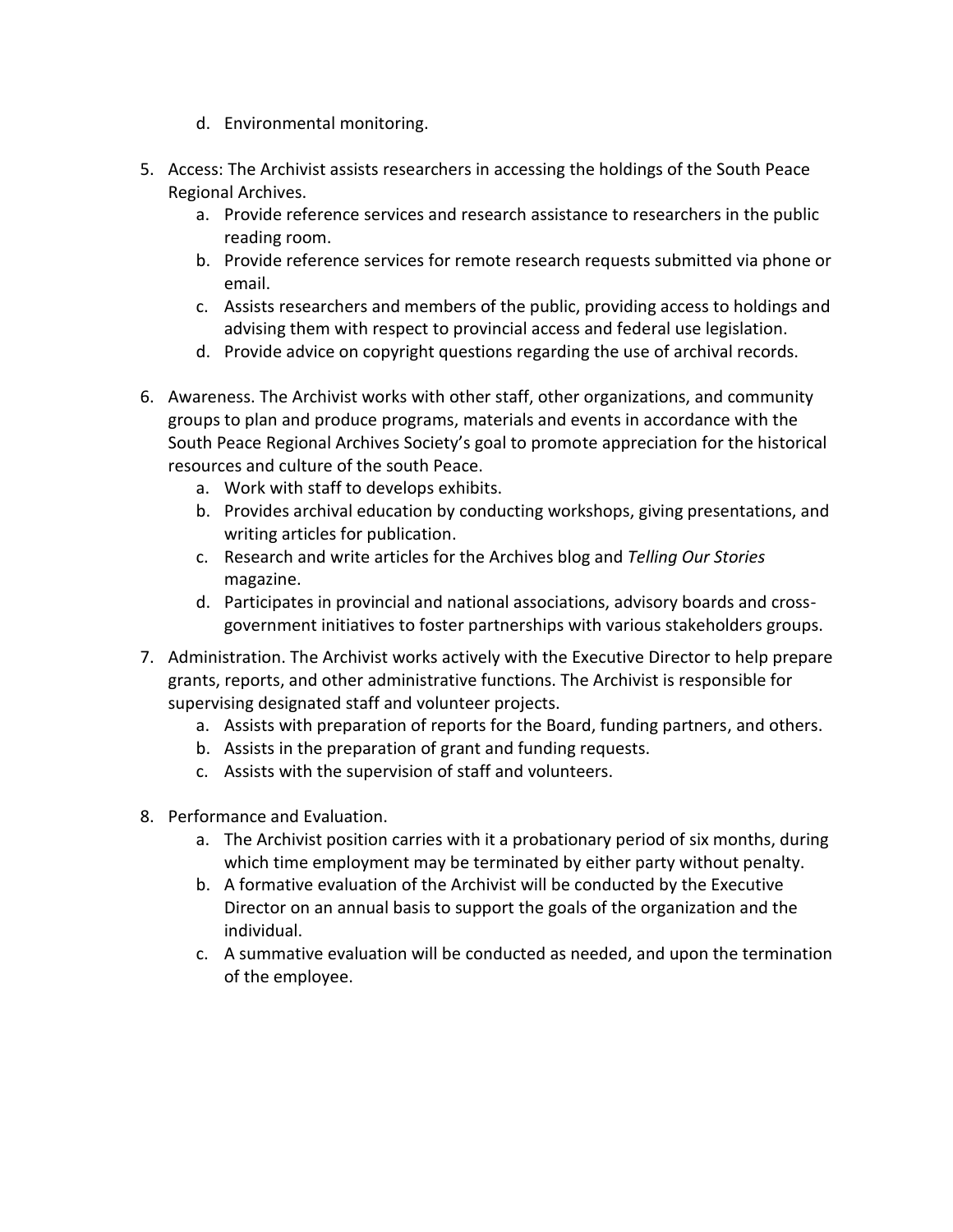d. Environmental monitoring.

5. Access: The Archivist assists researchers in accessing the holdings of the South Peace Regional Archives.
   a. Provide reference services and research assistance to researchers in the public reading room.
   b. Provide reference services for remote research requests submitted via phone or email.
   c. Assists researchers and members of the public, providing access to holdings and advising them with respect to provincial access and federal use legislation.
   d. Provide advice on copyright questions regarding the use of archival records.

6. Awareness. The Archivist works with other staff, other organizations, and community groups to plan and produce programs, materials and events in accordance with the South Peace Regional Archives Society's goal to promote appreciation for the historical resources and culture of the south Peace.
   a. Work with staff to develops exhibits.
   b. Provides archival education by conducting workshops, giving presentations, and writing articles for publication.
   c. Research and write articles for the Archives blog and *Telling Our Stories* magazine.
   d. Participates in provincial and national associations, advisory boards and cross-government initiatives to foster partnerships with various stakeholders groups.

7. Administration. The Archivist works actively with the Executive Director to help prepare grants, reports, and other administrative functions. The Archivist is responsible for supervising designated staff and volunteer projects.
   a. Assists with preparation of reports for the Board, funding partners, and others.
   b. Assists in the preparation of grant and funding requests.
   c. Assists with the supervision of staff and volunteers.

8. Performance and Evaluation.
   a. The Archivist position carries with it a probationary period of six months, during which time employment may be terminated by either party without penalty.
   b. A formative evaluation of the Archivist will be conducted by the Executive Director on an annual basis to support the goals of the organization and the individual.
   c. A summative evaluation will be conducted as needed, and upon the termination of the employee.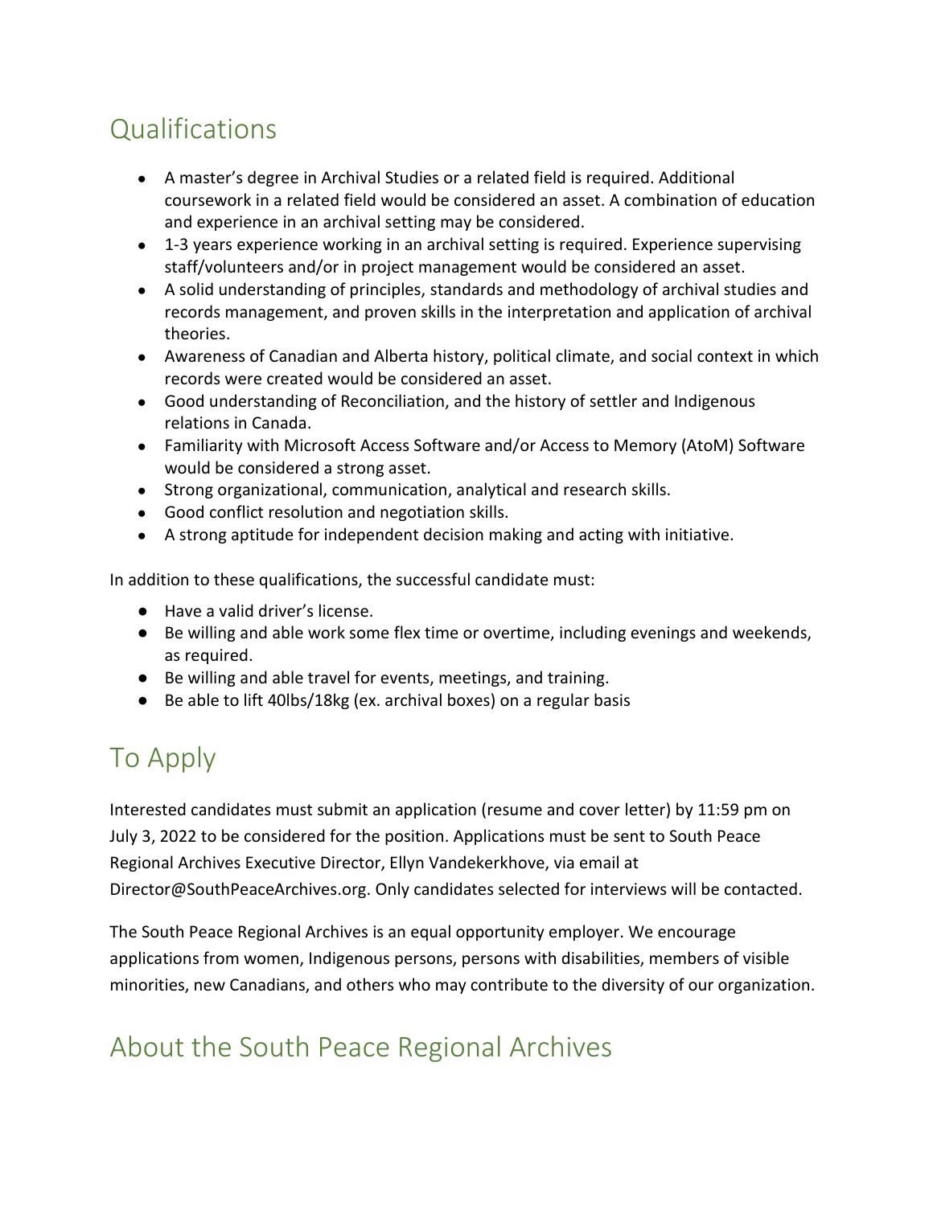## Qualifications

- A master's degree in Archival Studies or a related field is required. Additional coursework in a related field would be considered an asset. A combination of education and experience in an archival setting may be considered.
- 1-3 years experience working in an archival setting is required. Experience supervising staff/volunteers and/or in project management would be considered an asset.
- A solid understanding of principles, standards and methodology of archival studies and records management, and proven skills in the interpretation and application of archival theories.
- Awareness of Canadian and Alberta history, political climate, and social context in which records were created would be considered an asset.
- Good understanding of Reconciliation, and the history of settler and Indigenous relations in Canada.
- Familiarity with Microsoft Access Software and/or Access to Memory (AtoM) Software would be considered a strong asset.
- Strong organizational, communication, analytical and research skills.
- Good conflict resolution and negotiation skills.
- A strong aptitude for independent decision making and acting with initiative.

In addition to these qualifications, the successful candidate must:

- Have a valid driver's license.
- Be willing and able work some flex time or overtime, including evenings and weekends, as required.
- Be willing and able travel for events, meetings, and training.
- Be able to lift 40lbs/18kg (ex. archival boxes) on a regular basis

## To Apply

Interested candidates must submit an application (resume and cover letter) by 11:59 pm on July 3, 2022 to be considered for the position. Applications must be sent to South Peace Regional Archives Executive Director, Ellyn Vandekerkhove, via email at Director@SouthPeaceArchives.org. Only candidates selected for interviews will be contacted.

The South Peace Regional Archives is an equal opportunity employer. We encourage applications from women, Indigenous persons, persons with disabilities, members of visible minorities, new Canadians, and others who may contribute to the diversity of our organization.

## About the South Peace Regional Archives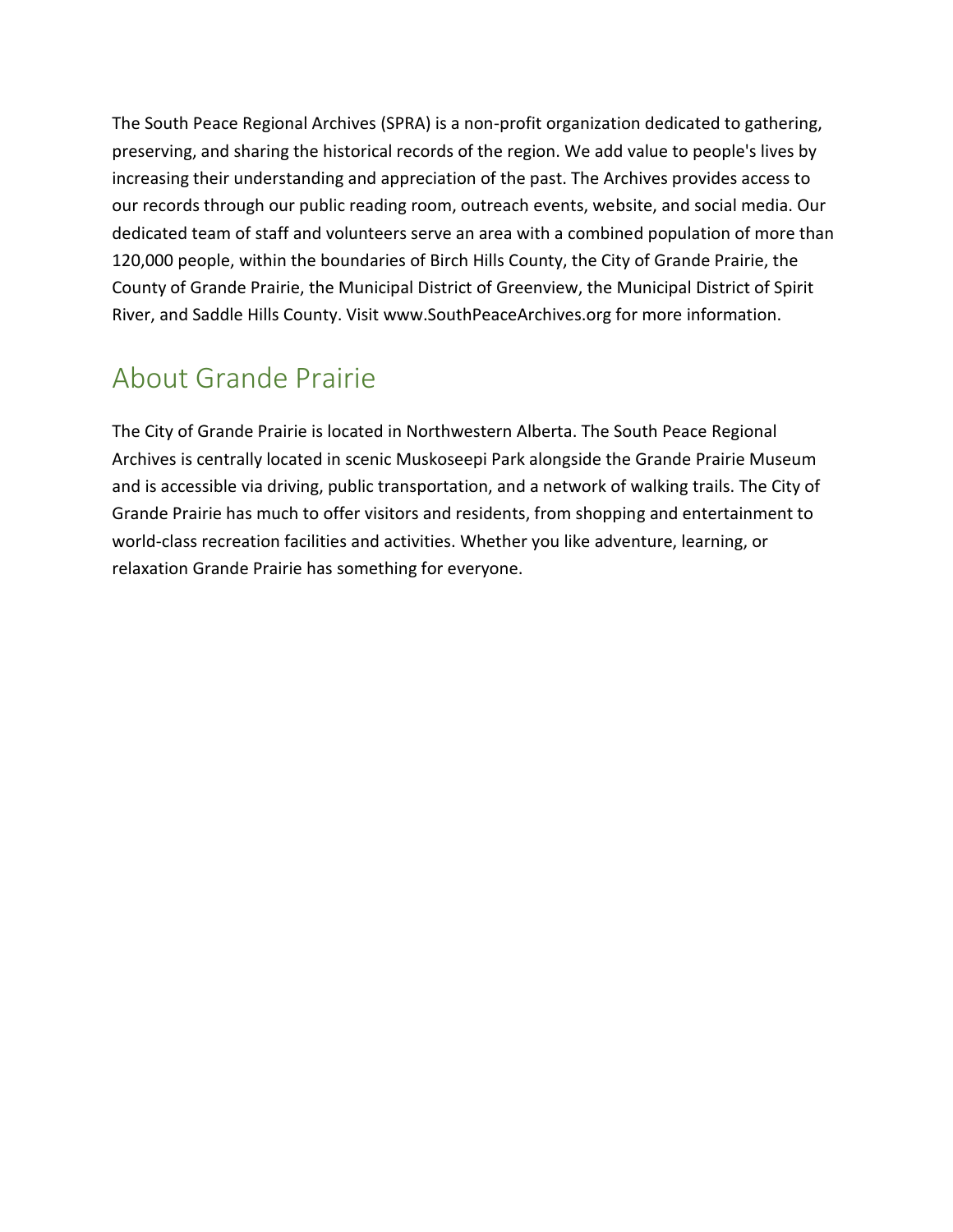The South Peace Regional Archives (SPRA) is a non-profit organization dedicated to gathering, preserving, and sharing the historical records of the region. We add value to people's lives by increasing their understanding and appreciation of the past. The Archives provides access to our records through our public reading room, outreach events, website, and social media. Our dedicated team of staff and volunteers serve an area with a combined population of more than 120,000 people, within the boundaries of Birch Hills County, the City of Grande Prairie, the County of Grande Prairie, the Municipal District of Greenview, the Municipal District of Spirit River, and Saddle Hills County. Visit www.SouthPeaceArchives.org for more information.

## About Grande Prairie

The City of Grande Prairie is located in Northwestern Alberta. The South Peace Regional Archives is centrally located in scenic Muskoseepi Park alongside the Grande Prairie Museum and is accessible via driving, public transportation, and a network of walking trails. The City of Grande Prairie has much to offer visitors and residents, from shopping and entertainment to world-class recreation facilities and activities. Whether you like adventure, learning, or relaxation Grande Prairie has something for everyone.